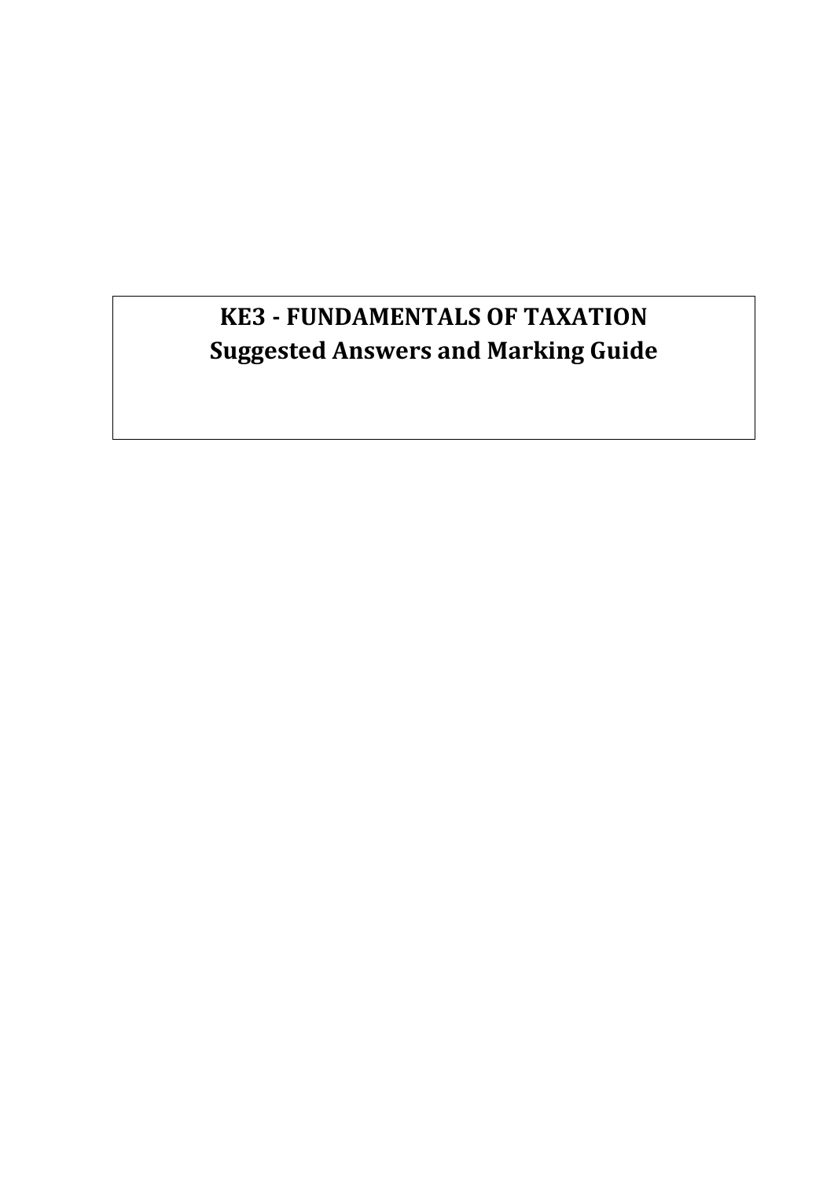# KE3 - FUNDAMENTALS OF TAXATION
## Suggested Answers and Marking Guide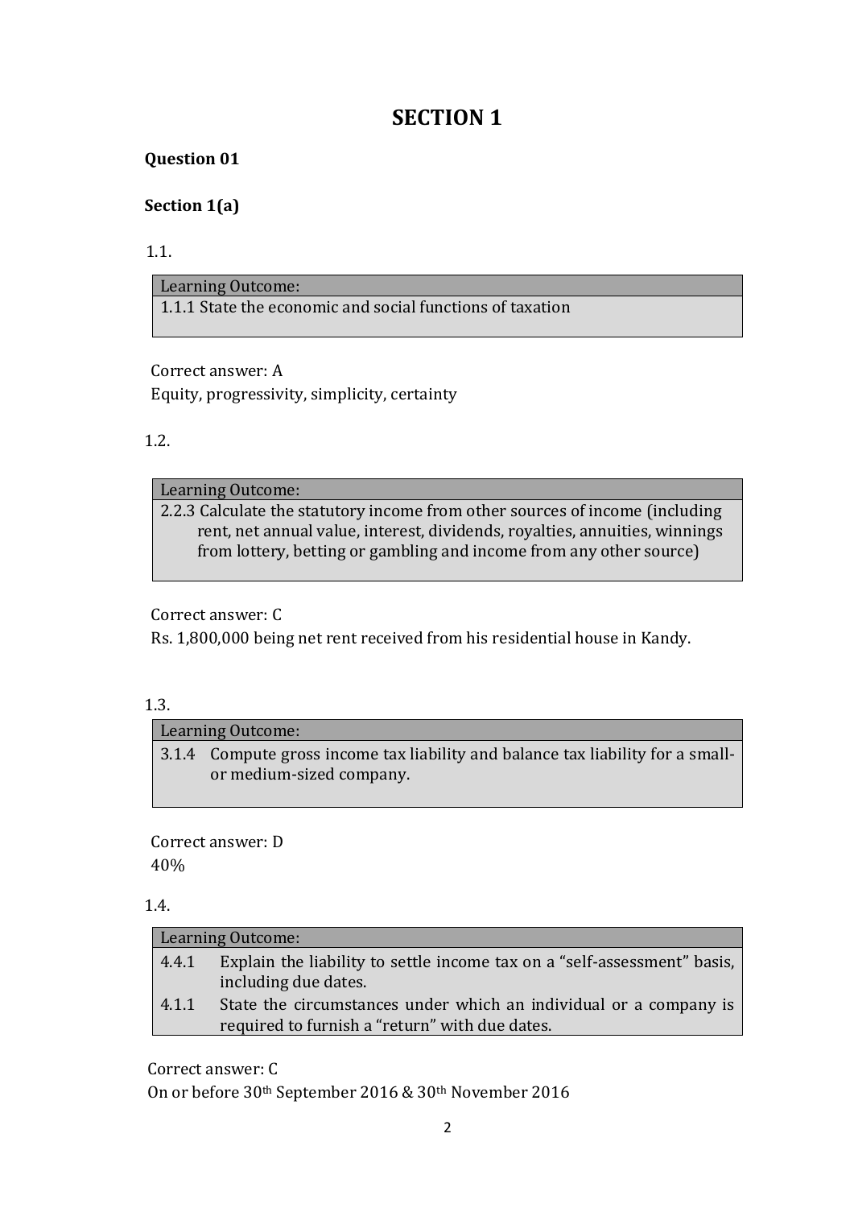# SECTION 1

**Question 01**

**Section 1(a)**

1.1.

| Learning Outcome: |
|---|
| 1.1.1 State the economic and social functions of taxation |

Correct answer: A

Equity, progressivity, simplicity, certainty

1.2.

| Learning Outcome: |
|---|
| 2.2.3 Calculate the statutory income from other sources of income (including rent, net annual value, interest, dividends, royalties, annuities, winnings from lottery, betting or gambling and income from any other source) |

Correct answer: C

Rs. 1,800,000 being net rent received from his residential house in Kandy.

1.3.

| Learning Outcome: |
|---|
| 3.1.4 Compute gross income tax liability and balance tax liability for a small- or medium-sized company. |

Correct answer: D

40%

1.4.

| Learning Outcome: |
|---|
| 4.4.1 Explain the liability to settle income tax on a "self-assessment" basis, including due dates. |
| 4.1.1 State the circumstances under which an individual or a company is required to furnish a "return" with due dates. |

Correct answer: C

On or before 30th September 2016 & 30th November 2016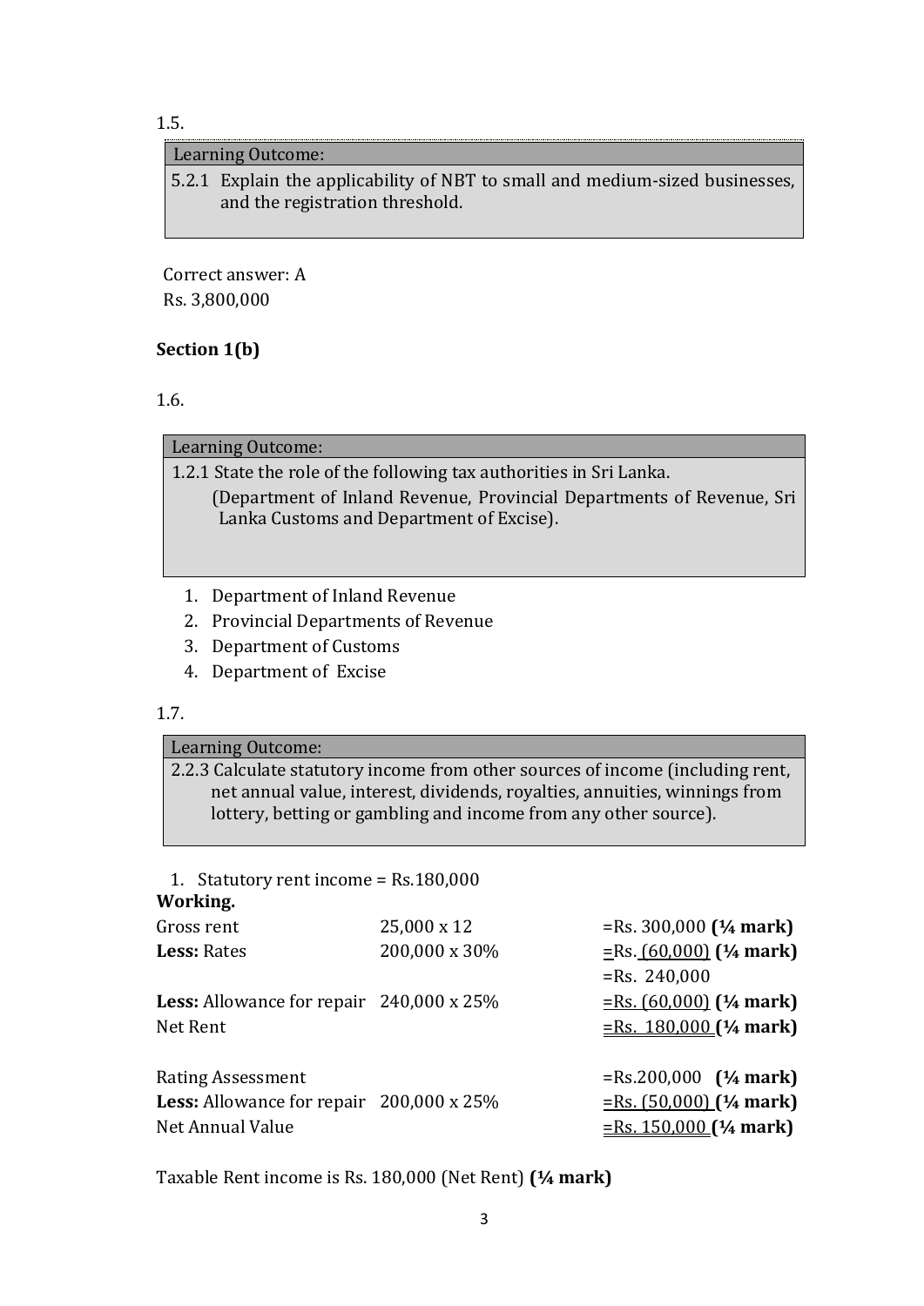1.5.

| Learning Outcome: |
|---|
| 5.2.1 Explain the applicability of NBT to small and medium-sized businesses, and the registration threshold. |

Correct answer: A
Rs. 3,800,000

**Section 1(b)**

1.6.

| Learning Outcome: |
|---|
| 1.2.1 State the role of the following tax authorities in Sri Lanka. (Department of Inland Revenue, Provincial Departments of Revenue, Sri Lanka Customs and Department of Excise). |

1. Department of Inland Revenue
2. Provincial Departments of Revenue
3. Department of Customs
4. Department of Excise

1.7.

| Learning Outcome: |
|---|
| 2.2.3 Calculate statutory income from other sources of income (including rent, net annual value, interest, dividends, royalties, annuities, winnings from lottery, betting or gambling and income from any other source). |

1. Statutory rent income = Rs.180,000

**Working.**

| | | |
|---|---|---|
| Gross rent | 25,000 x 12 | =Rs. 300,000 **(¼ mark)** |
| **Less:** Rates | 200,000 x 30% | =Rs. (60,000) **(¼ mark)** |
| | | =Rs. 240,000 |
| **Less:** Allowance for repair | 240,000 x 25% | =Rs. (60,000) **(¼ mark)** |
| Net Rent | | =Rs. 180,000 **(¼ mark)** |
| | | |
| Rating Assessment | | =Rs.200,000 **(¼ mark)** |
| **Less:** Allowance for repair | 200,000 x 25% | =Rs. (50,000) **(¼ mark)** |
| Net Annual Value | | =Rs. 150,000 **(¼ mark)** |

Taxable Rent income is Rs. 180,000 (Net Rent) **(¼ mark)**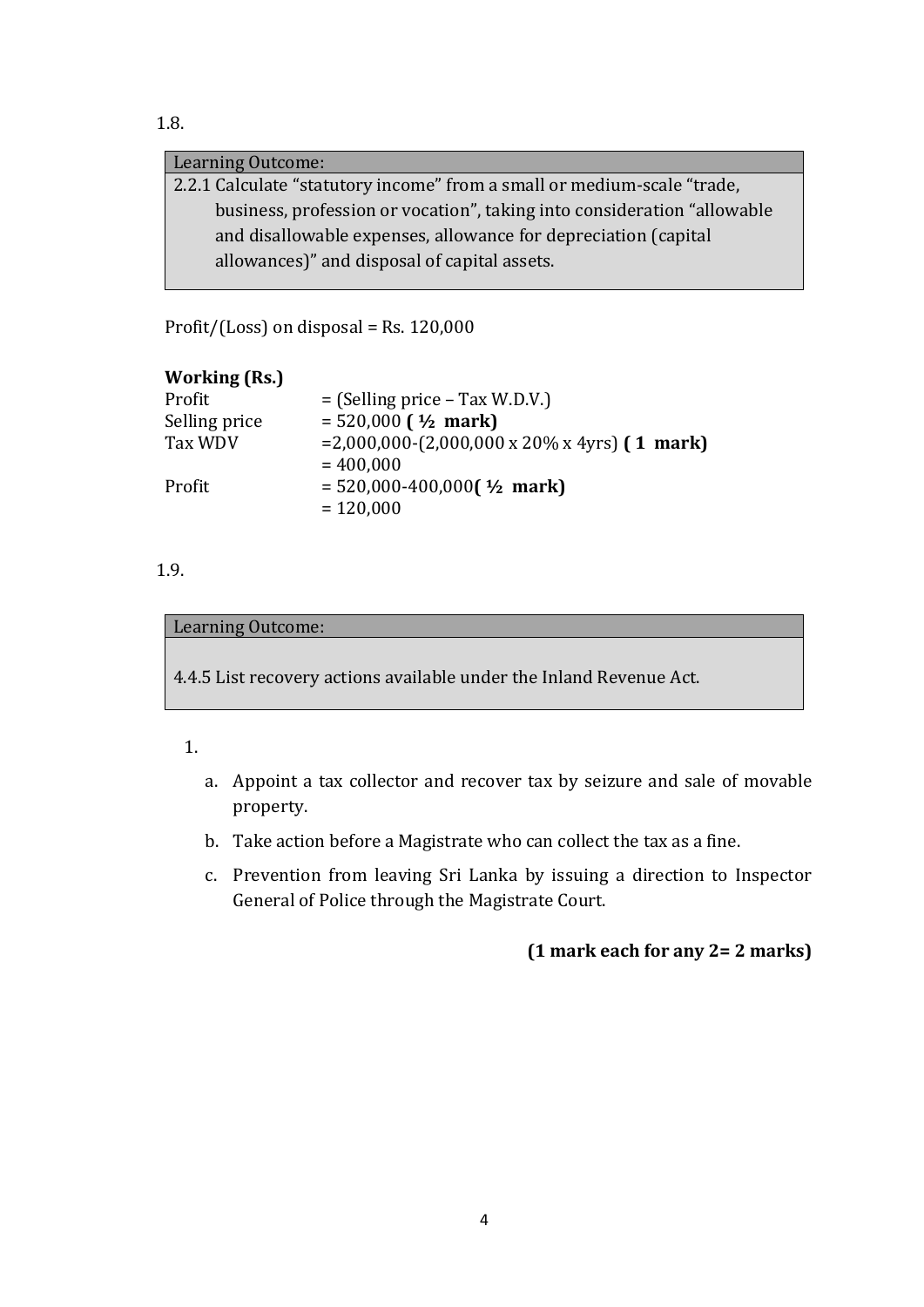1.8.

| Learning Outcome: |
|---|
| 2.2.1 Calculate "statutory income" from a small or medium-scale "trade, business, profession or vocation", taking into consideration "allowable and disallowable expenses, allowance for depreciation (capital allowances)" and disposal of capital assets. |

Profit/(Loss) on disposal = Rs. 120,000

**Working (Rs.)**

| | |
|---|---|
| Profit | = (Selling price – Tax W.D.V.) |
| Selling price | = 520,000 **( ½ mark)** |
| Tax WDV | =2,000,000-(2,000,000 x 20% x 4yrs) **( 1 mark)** |
| | = 400,000 |
| Profit | = 520,000-400,000**( ½ mark)** |
| | = 120,000 |

1.9.

| Learning Outcome: |
|---|
| 4.4.5 List recovery actions available under the Inland Revenue Act. |

1.
   a. Appoint a tax collector and recover tax by seizure and sale of movable property.
   b. Take action before a Magistrate who can collect the tax as a fine.
   c. Prevention from leaving Sri Lanka by issuing a direction to Inspector General of Police through the Magistrate Court.

**(1 mark each for any 2= 2 marks)**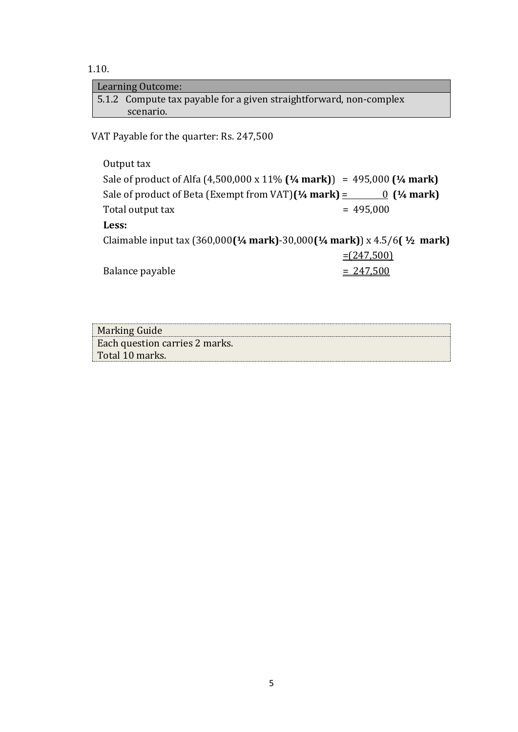1.10.

| Learning Outcome: |
|---|
| 5.1.2 Compute tax payable for a given straightforward, non-complex scenario. |

VAT Payable for the quarter: Rs. 247,500

Output tax

| | |
|---|---|
| Sale of product of Alfa (4,500,000 x 11% **(¼ mark)**) | = 495,000 **(¼ mark)** |
| Sale of product of Beta (Exempt from VAT)**(¼ mark)** | = 0 **(¼ mark)** |
| Total output tax | = 495,000 |
| **Less:** | |
| Claimable input tax (360,000**(¼ mark)**-30,000**(¼ mark)**) x 4.5/6**( ½ mark)** | =(247,500) |
| Balance payable | = 247,500 |

| Marking Guide |
|---|
| Each question carries 2 marks. |
| Total 10 marks. |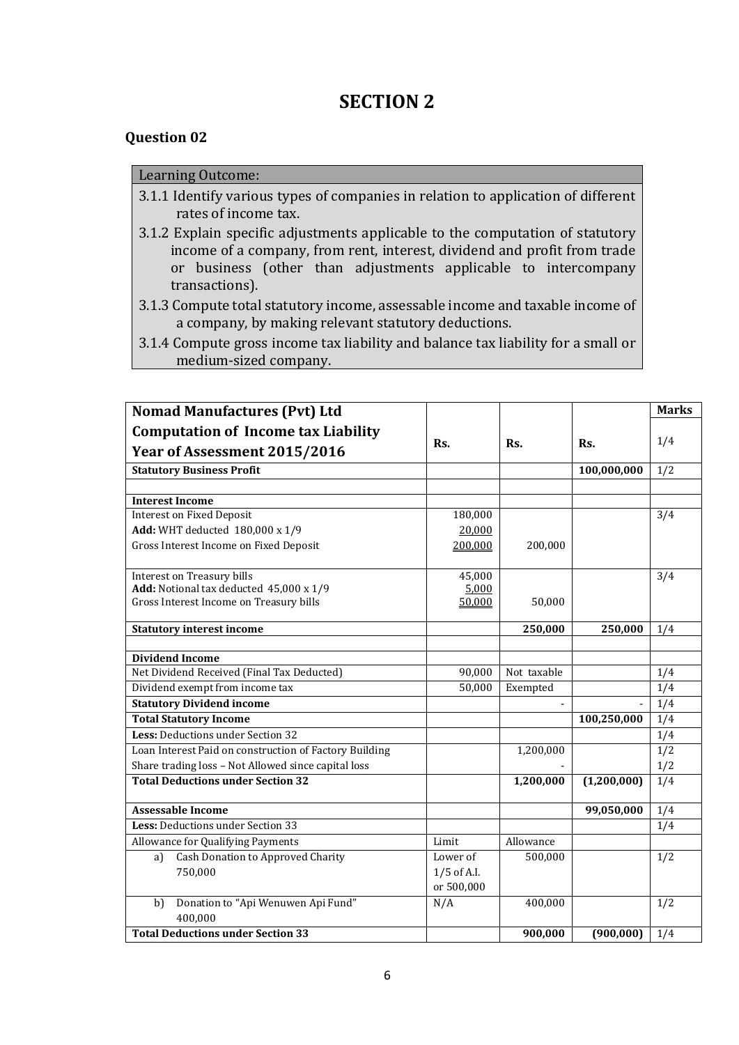# SECTION 2

## Question 02

| Learning Outcome: |
|---|
| 3.1.1 Identify various types of companies in relation to application of different rates of income tax. |
| 3.1.2 Explain specific adjustments applicable to the computation of statutory income of a company, from rent, interest, dividend and profit from trade or business (other than adjustments applicable to intercompany transactions). |
| 3.1.3 Compute total statutory income, assessable income and taxable income of a company, by making relevant statutory deductions. |
| 3.1.4 Compute gross income tax liability and balance tax liability for a small or medium-sized company. |

| **Nomad Manufactures (Pvt) Ltd** **Computation of Income tax Liability** **Year of Assessment 2015/2016** | **Rs.** | **Rs.** | **Rs.** | **Marks** 1/4 |
|---|---|---|---|---|
| **Statutory Business Profit** | | | **100,000,000** | 1/2 |
| | | | | |
| **Interest Income** | | | | |
| Interest on Fixed Deposit | 180,000 | | | 3/4 |
| **Add:** WHT deducted 180,000 x 1/9 | 20,000 | | | |
| Gross Interest Income on Fixed Deposit | 200,000 | 200,000 | | |
| Interest on Treasury bills | 45,000 | | | 3/4 |
| **Add:** Notional tax deducted 45,000 x 1/9 | 5,000 | | | |
| Gross Interest Income on Treasury bills | 50,000 | 50,000 | | |
| **Statutory interest income** | | **250,000** | **250,000** | 1/4 |
| | | | | |
| **Dividend Income** | | | | |
| Net Dividend Received (Final Tax Deducted) | 90,000 | Not taxable | | 1/4 |
| Dividend exempt from income tax | 50,000 | Exempted | | 1/4 |
| **Statutory Dividend income** | | - | - | 1/4 |
| **Total Statutory Income** | | | **100,250,000** | 1/4 |
| **Less:** Deductions under Section 32 | | | | 1/4 |
| Loan Interest Paid on construction of Factory Building | | 1,200,000 | | 1/2 |
| Share trading loss – Not Allowed since capital loss | | - | | 1/2 |
| **Total Deductions under Section 32** | | **1,200,000** | **(1,200,000)** | 1/4 |
| | | | | |
| **Assessable Income** | | | **99,050,000** | 1/4 |
| **Less:** Deductions under Section 33 | | | | 1/4 |
| Allowance for Qualifying Payments | Limit | Allowance | | |
| a) Cash Donation to Approved Charity 750,000 | Lower of 1/5 of A.I. or 500,000 | 500,000 | | 1/2 |
| b) Donation to "Api Wenuwen Api Fund" 400,000 | N/A | 400,000 | | 1/2 |
| **Total Deductions under Section 33** | | **900,000** | **(900,000)** | 1/4 |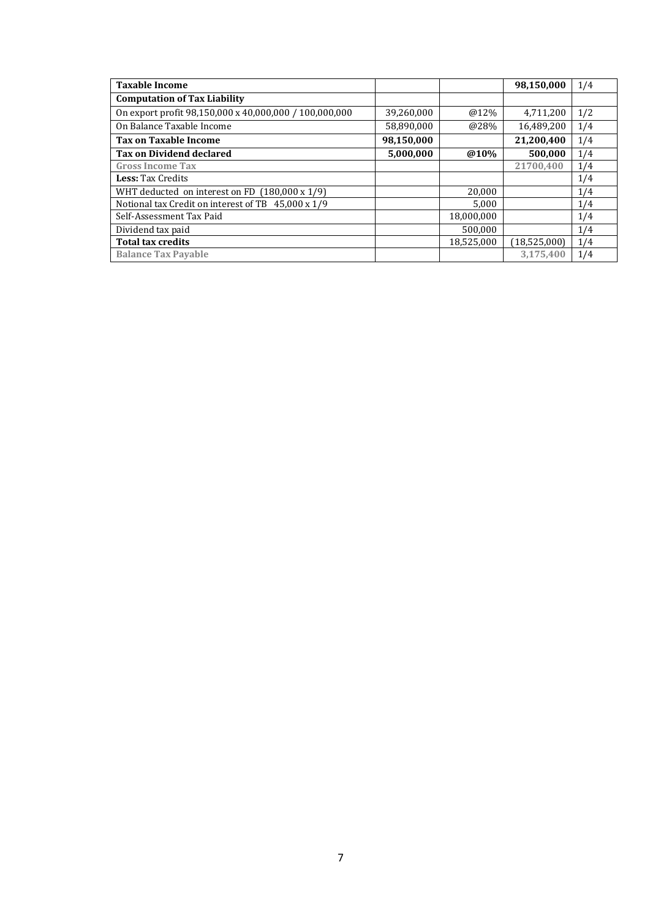| **Taxable Income** | | | **98,150,000** | 1/4 |
|---|---|---|---|---|
| **Computation of Tax Liability** | | | | |
| On export profit 98,150,000 x 40,000,000 / 100,000,000 | 39,260,000 | @12% | 4,711,200 | 1/2 |
| On Balance Taxable Income | 58,890,000 | @28% | 16,489,200 | 1/4 |
| **Tax on Taxable Income** | **98,150,000** | | **21,200,400** | 1/4 |
| **Tax on Dividend declared** | **5,000,000** | **@10%** | **500,000** | 1/4 |
| **Gross Income Tax** | | | **21700,400** | 1/4 |
| **Less:** Tax Credits | | | | 1/4 |
| WHT deducted on interest on FD (180,000 x 1/9) | | 20,000 | | 1/4 |
| Notional tax Credit on interest of TB 45,000 x 1/9 | | 5,000 | | 1/4 |
| Self-Assessment Tax Paid | | 18,000,000 | | 1/4 |
| Dividend tax paid | | 500,000 | | 1/4 |
| **Total tax credits** | | 18,525,000 | (18,525,000) | 1/4 |
| **Balance Tax Payable** | | | **3,175,400** | 1/4 |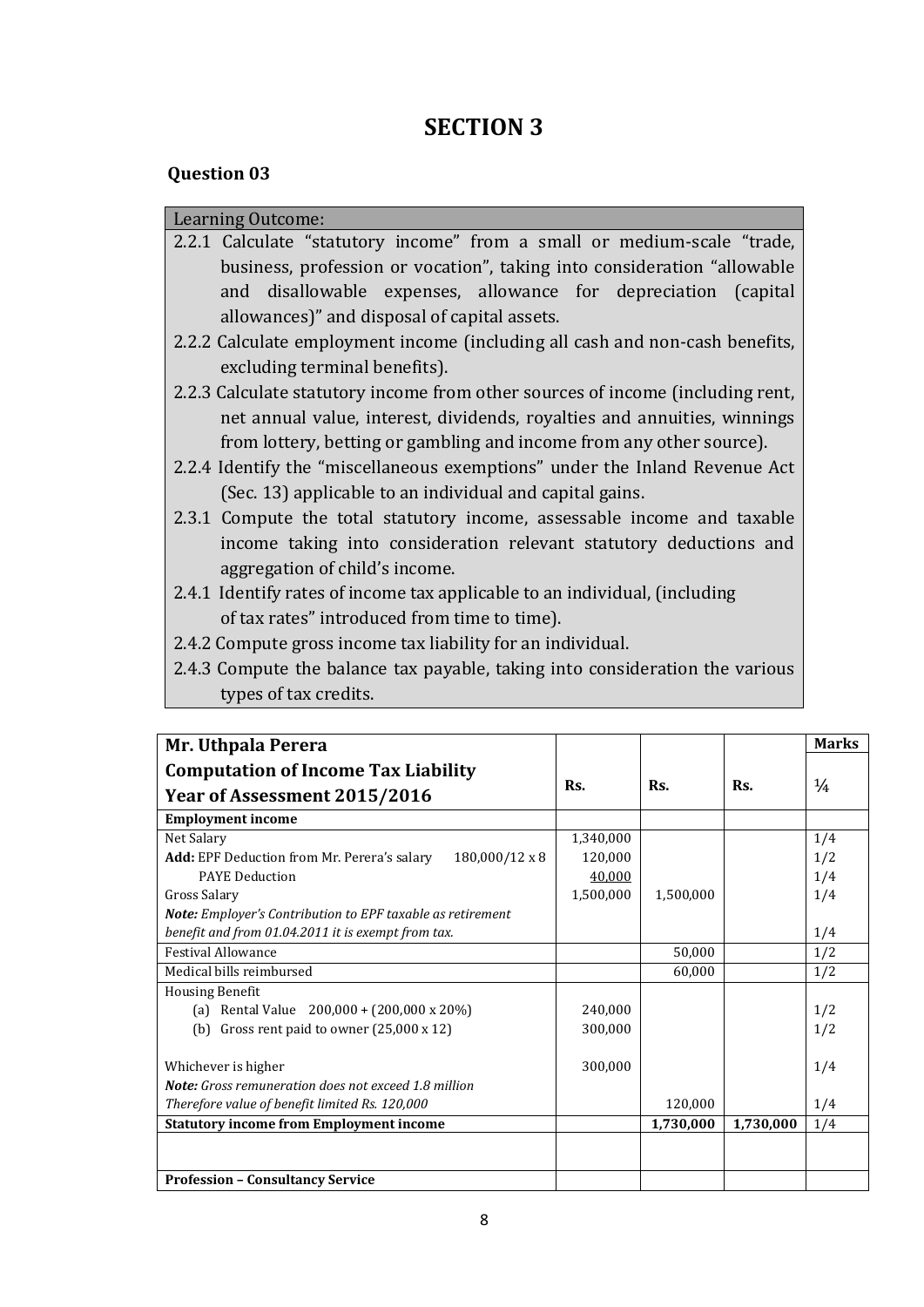# SECTION 3

### Question 03

| Learning Outcome: |
|---|
| 2.2.1 Calculate "statutory income" from a small or medium-scale "trade, business, profession or vocation", taking into consideration "allowable and disallowable expenses, allowance for depreciation (capital allowances)" and disposal of capital assets. |
| 2.2.2 Calculate employment income (including all cash and non-cash benefits, excluding terminal benefits). |
| 2.2.3 Calculate statutory income from other sources of income (including rent, net annual value, interest, dividends, royalties and annuities, winnings from lottery, betting or gambling and income from any other source). |
| 2.2.4 Identify the "miscellaneous exemptions" under the Inland Revenue Act (Sec. 13) applicable to an individual and capital gains. |
| 2.3.1 Compute the total statutory income, assessable income and taxable income taking into consideration relevant statutory deductions and aggregation of child's income. |
| 2.4.1 Identify rates of income tax applicable to an individual, (including of tax rates" introduced from time to time). |
| 2.4.2 Compute gross income tax liability for an individual. |
| 2.4.3 Compute the balance tax payable, taking into consideration the various types of tax credits. |

| **Mr. Uthpala Perera**<br>**Computation of Income Tax Liability**<br>**Year of Assessment 2015/2016** | **Rs.** | **Rs.** | **Rs.** | **Marks**<br>¼ |
|---|---|---|---|---|
| **Employment income** | | | | |
| Net Salary | 1,340,000 | | | 1/4 |
| **Add:** EPF Deduction from Mr. Perera's salary 180,000/12 x 8 | 120,000 | | | 1/2 |
| PAYE Deduction | 40,000 | | | 1/4 |
| Gross Salary | 1,500,000 | 1,500,000 | | 1/4 |
| ***Note:*** *Employer's Contribution to EPF taxable as retirement benefit and from 01.04.2011 it is exempt from tax.* | | | | 1/4 |
| Festival Allowance | | 50,000 | | 1/2 |
| Medical bills reimbursed | | 60,000 | | 1/2 |
| Housing Benefit | | | | |
| (a) Rental Value 200,000 + (200,000 x 20%) | 240,000 | | | 1/2 |
| (b) Gross rent paid to owner (25,000 x 12) | 300,000 | | | 1/2 |
| Whichever is higher | 300,000 | | | 1/4 |
| ***Note:*** *Gross remuneration does not exceed 1.8 million Therefore value of benefit limited Rs. 120,000* | | 120,000 | | 1/4 |
| **Statutory income from Employment income** | | **1,730,000** | **1,730,000** | 1/4 |
| | | | | |
| **Profession – Consultancy Service** | | | | |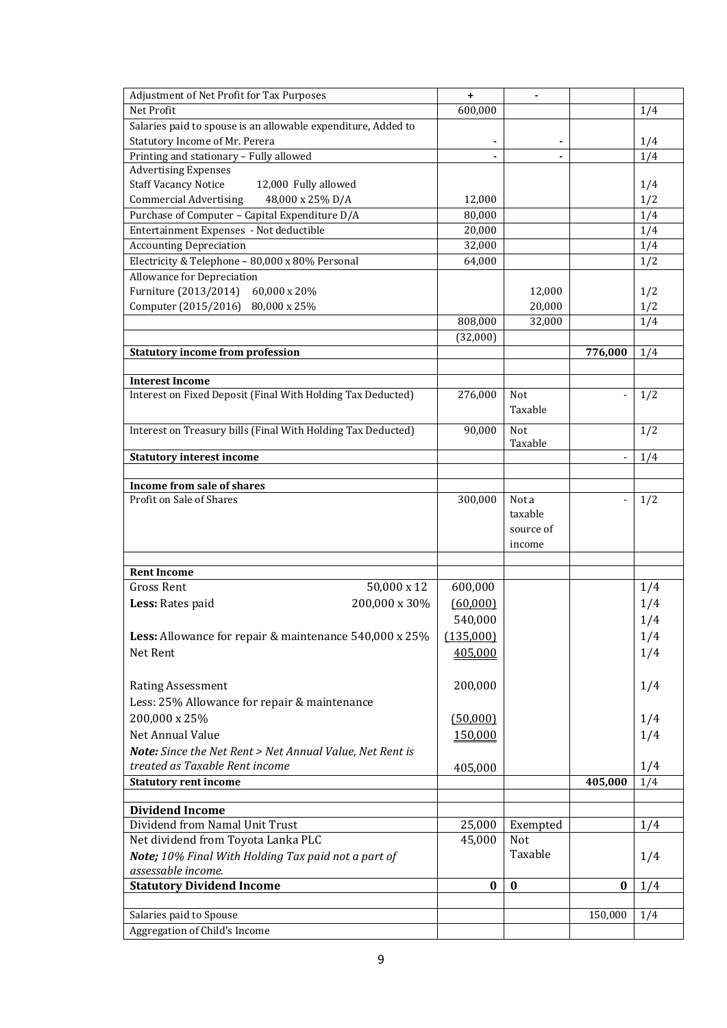| Adjustment of Net Profit for Tax Purposes | + | - | | |
|---|---|---|---|---|
| Net Profit | 600,000 | | | 1/4 |
| Salaries paid to spouse is an allowable expenditure, Added to Statutory Income of Mr. Perera | - | - | | 1/4 |
| Printing and stationary – Fully allowed | - | - | | 1/4 |
| Advertising Expenses | | | | |
| Staff Vacancy Notice 12,000 Fully allowed | | | | 1/4 |
| Commercial Advertising 48,000 x 25% D/A | 12,000 | | | 1/2 |
| Purchase of Computer – Capital Expenditure D/A | 80,000 | | | 1/4 |
| Entertainment Expenses - Not deductible | 20,000 | | | 1/4 |
| Accounting Depreciation | 32,000 | | | 1/4 |
| Electricity & Telephone – 80,000 x 80% Personal | 64,000 | | | 1/2 |
| Allowance for Depreciation | | | | |
| Furniture (2013/2014) 60,000 x 20% | | 12,000 | | 1/2 |
| Computer (2015/2016) 80,000 x 25% | | 20,000 | | 1/2 |
| | 808,000 | 32,000 | | 1/4 |
| | (32,000) | | | |
| **Statutory income from profession** | | | 776,000 | 1/4 |
| | | | | |
| **Interest Income** | | | | |
| Interest on Fixed Deposit (Final With Holding Tax Deducted) | 276,000 | Not Taxable | - | 1/2 |
| Interest on Treasury bills (Final With Holding Tax Deducted) | 90,000 | Not Taxable | | 1/2 |
| **Statutory interest income** | | | - | 1/4 |
| | | | | |
| **Income from sale of shares** | | | | |
| Profit on Sale of Shares | 300,000 | Not a taxable source of income | - | 1/2 |
| | | | | |
| **Rent Income** | | | | |
| Gross Rent 50,000 x 12 | 600,000 | | | 1/4 |
| **Less:** Rates paid 200,000 x 30% | (60,000) | | | 1/4 |
| | 540,000 | | | 1/4 |
| **Less:** Allowance for repair & maintenance 540,000 x 25% | (135,000) | | | 1/4 |
| Net Rent | 405,000 | | | 1/4 |
| | | | | |
| Rating Assessment | 200,000 | | | 1/4 |
| Less: 25% Allowance for repair & maintenance | | | | |
| 200,000 x 25% | (50,000) | | | 1/4 |
| Net Annual Value | 150,000 | | | 1/4 |
| ***Note:*** *Since the Net Rent > Net Annual Value, Net Rent is treated as Taxable Rent income* | 405,000 | | | 1/4 |
| **Statutory rent income** | | | 405,000 | 1/4 |
| | | | | |
| **Dividend Income** | | | | |
| Dividend from Namal Unit Trust | 25,000 | Exempted | | 1/4 |
| Net dividend from Toyota Lanka PLC<br>***Note;*** *10% Final With Holding Tax paid not a part of assessable income.* | 45,000 | Not Taxable | | 1/4 |
| **Statutory Dividend Income** | **0** | **0** | **0** | 1/4 |
| | | | | |
| Salaries paid to Spouse | | | 150,000 | 1/4 |
| Aggregation of Child's Income | | | | |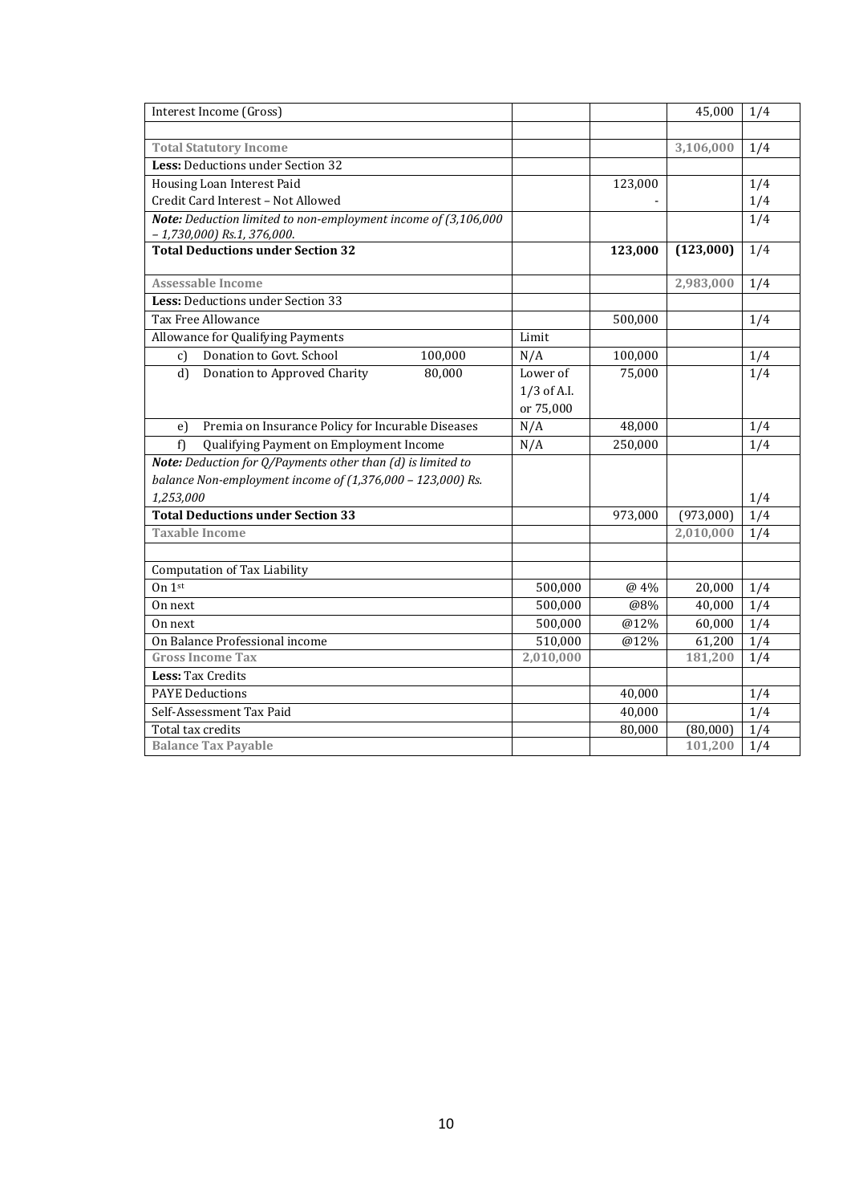| | | | | |
|---|---|---|---|---|
| Interest Income (Gross) | | | 45,000 | 1/4 |
| | | | | |
| **Total Statutory Income** | | | **3,106,000** | 1/4 |
| **Less:** Deductions under Section 32 | | | | |
| Housing Loan Interest Paid<br>Credit Card Interest – Not Allowed | | 123,000<br>- | | 1/4<br>1/4 |
| ***Note:*** *Deduction limited to non-employment income of (3,106,000 – 1,730,000) Rs.1, 376,000.* | | | | 1/4 |
| **Total Deductions under Section 32** | | **123,000** | **(123,000)** | 1/4 |
| **Assessable Income** | | | **2,983,000** | 1/4 |
| **Less:** Deductions under Section 33 | | | | |
| Tax Free Allowance | | 500,000 | | 1/4 |
| Allowance for Qualifying Payments | Limit | | | |
| c) Donation to Govt. School 100,000 | N/A | 100,000 | | 1/4 |
| d) Donation to Approved Charity 80,000 | Lower of 1/3 of A.I. or 75,000 | 75,000 | | 1/4 |
| e) Premia on Insurance Policy for Incurable Diseases | N/A | 48,000 | | 1/4 |
| f) Qualifying Payment on Employment Income | N/A | 250,000 | | 1/4 |
| ***Note:*** *Deduction for Q/Payments other than (d) is limited to balance Non-employment income of (1,376,000 – 123,000) Rs. 1,253,000* | | | | 1/4 |
| **Total Deductions under Section 33** | | 973,000 | (973,000) | 1/4 |
| **Taxable Income** | | | **2,010,000** | 1/4 |
| | | | | |
| Computation of Tax Liability | | | | |
| On 1st | 500,000 | @ 4% | 20,000 | 1/4 |
| On next | 500,000 | @8% | 40,000 | 1/4 |
| On next | 500,000 | @12% | 60,000 | 1/4 |
| On Balance Professional income | 510,000 | @12% | 61,200 | 1/4 |
| **Gross Income Tax** | **2,010,000** | | **181,200** | 1/4 |
| **Less:** Tax Credits | | | | |
| PAYE Deductions | | 40,000 | | 1/4 |
| Self-Assessment Tax Paid | | 40,000 | | 1/4 |
| Total tax credits | | 80,000 | (80,000) | 1/4 |
| **Balance Tax Payable** | | | **101,200** | 1/4 |